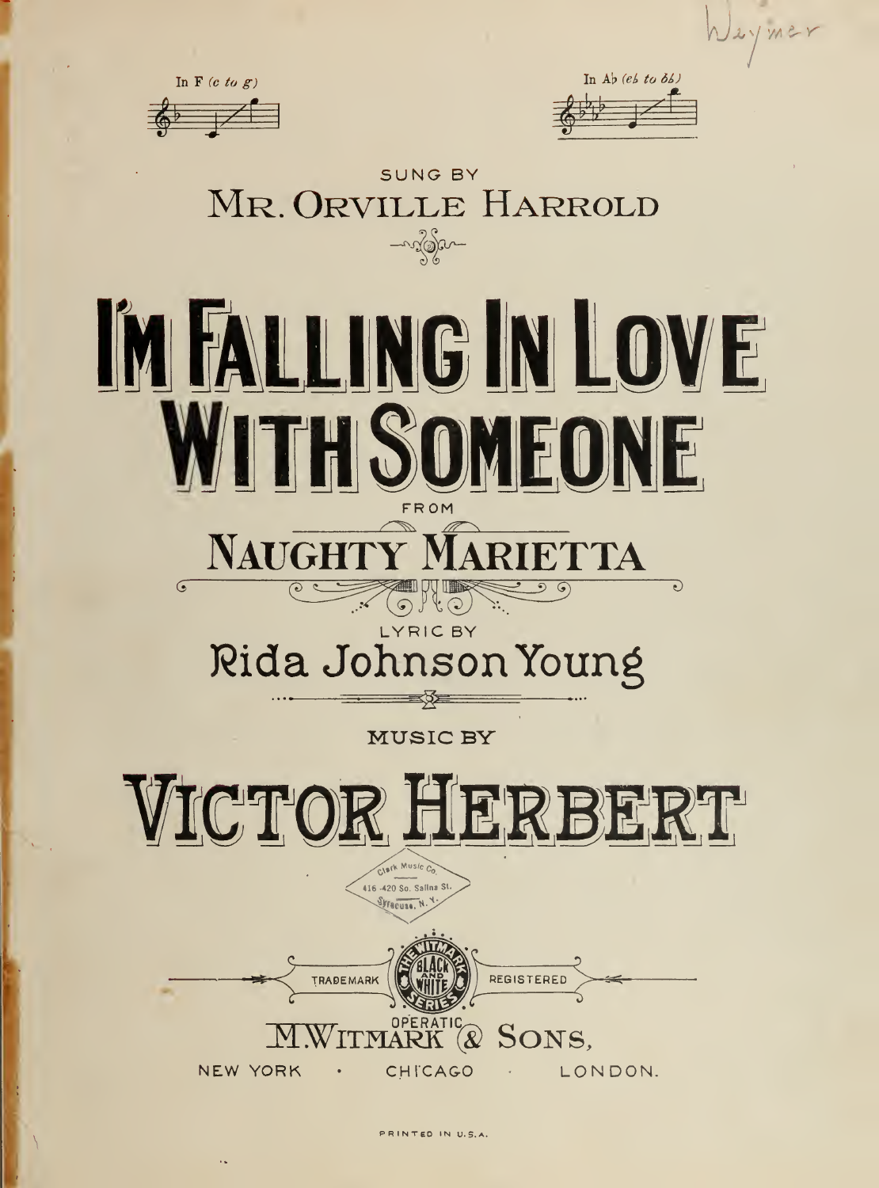Weymer

In F (c to g)

In A♭ (e♭ to b♭)

SUNG BY

MR. ORVILLE HARROLD

# I'M FALLING IN LOVE WITH SOMEONE

FROM

## NAUGHTY MARIETTA

LYRIC BY

Rida Johnson Young

MUSIC BY

## VICTOR HERBERT

Clark Music Co.
416-420 So. Salina St.
Syracuse, N. Y.

TRADEMARK THE WITMARK BLACK AND WHITE SERIES REGISTERED

OPERATIC

M. WITMARK & SONS,

NEW YORK · CHICAGO · LONDON.

PRINTED IN U.S.A.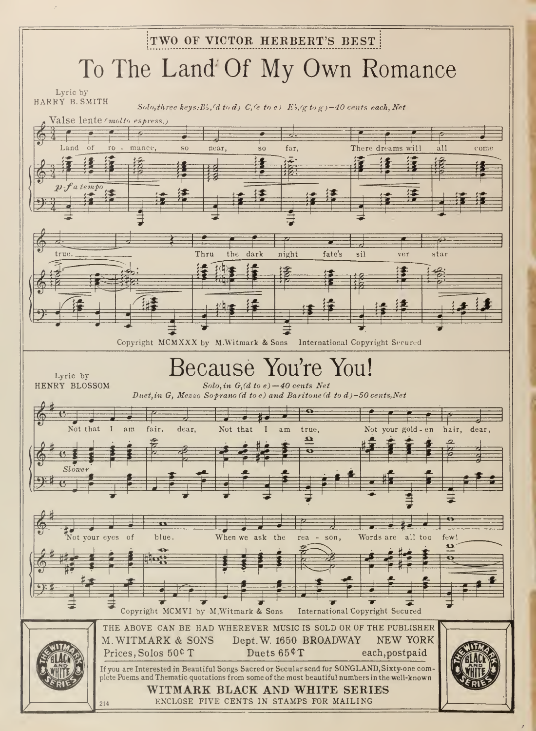TWO OF VICTOR HERBERT'S BEST

# To The Land Of My Own Romance

Lyric by
HARRY B. SMITH

*Solo, three keys: B♭, (d to d) C, (e to e) E♭, (g to g) — 40 cents each, Net*

Valse lente *(molto espress.)*

Land of ro - mance, so near, so far, There dreams will all come true. Thru the dark night fate's sil ver star

*p-f a tempo*

Copyright MCMXXX by M. Witmark & Sons International Copyright Secured

# Because You're You!

Lyric by
HENRY BLOSSOM

*Solo, in G, (d to e) — 40 cents Net*

*Duet, in G, Mezzo Soprano (d to e) and Baritone (d to d) — 50 cents, Net*

Not that I am fair, dear, Not that I am true, Not your gold - en hair, dear, Not your eyes of blue. When we ask the rea - son, Words are all too few!

*Slower*

Copyright MCMVI by M. Witmark & Sons International Copyright Secured

THE ABOVE CAN BE HAD WHEREVER MUSIC IS SOLD OR OF THE PUBLISHER
M. WITMARK & SONS Dept. W. 1650 BROADWAY NEW YORK
Prices, Solos 50¢ T Duets 65¢ T each, postpaid

If you are Interested in Beautiful Songs Sacred or Secular send for SONGLAND, Sixty-one complete Poems and Thematic quotations from some of the most beautiful numbers in the well-known

**WITMARK BLACK AND WHITE SERIES**

ENCLOSE FIVE CENTS IN STAMPS FOR MAILING

214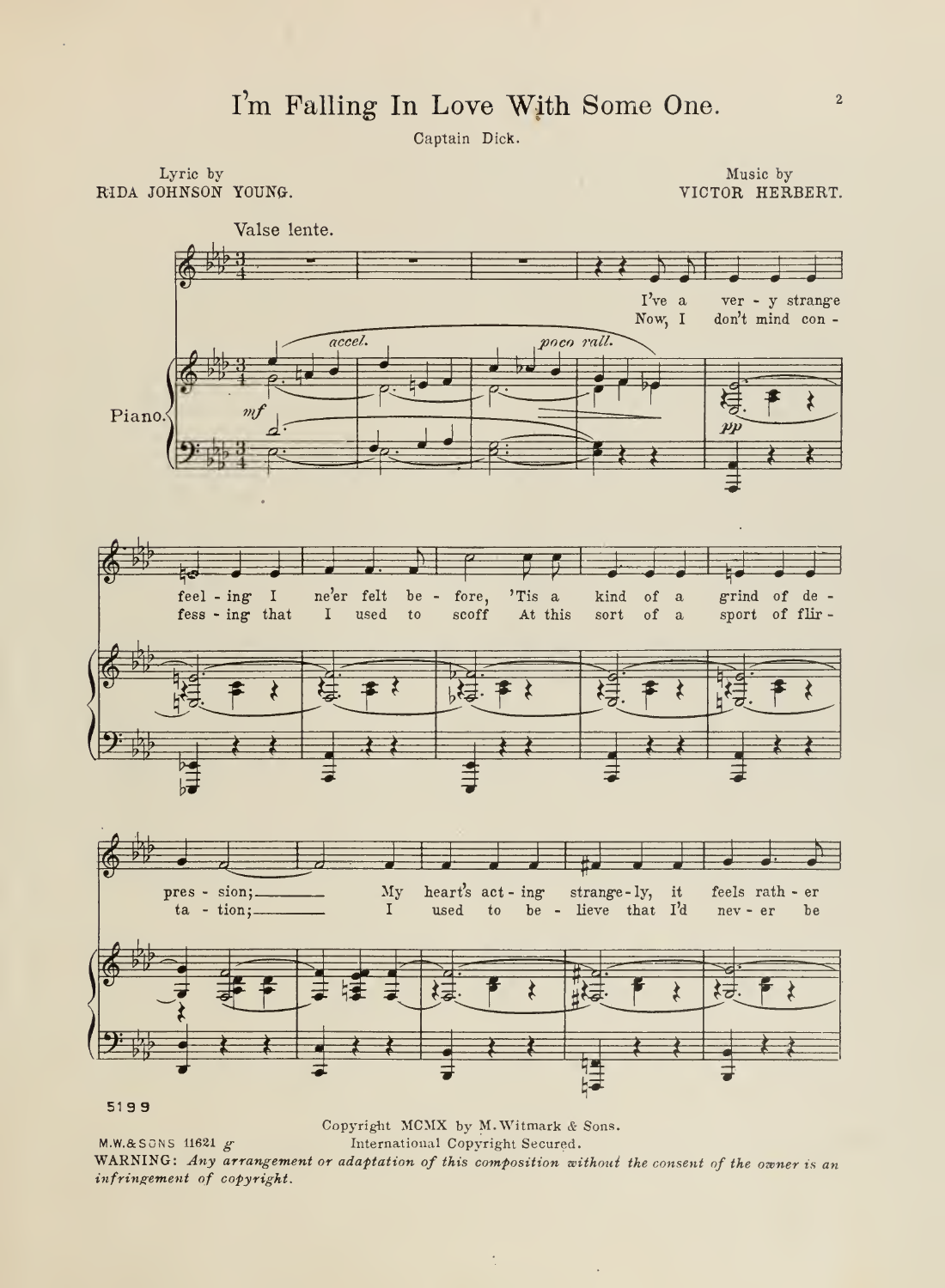# I'm Falling In Love With Some One.

Captain Dick.

Lyric by
RIDA JOHNSON YOUNG.

Music by
VICTOR HERBERT.

Valse lente.

I've a ver - y strange feel - ing I ne'er felt be - fore, 'Tis a kind of a grind of de - pres - sion; My heart's act - ing strange - ly, it feels rath - er

Now, I don't mind con - fess - ing that I used to scoff At this sort of a sport of flir - ta - tion; I used to be - lieve that I'd nev - er be

5199

Copyright MCMX by M. Witmark & Sons.
International Copyright Secured.

M.W.&SONS 11621 g

WARNING: *Any arrangement or adaptation of this composition without the consent of the owner is an infringement of copyright.*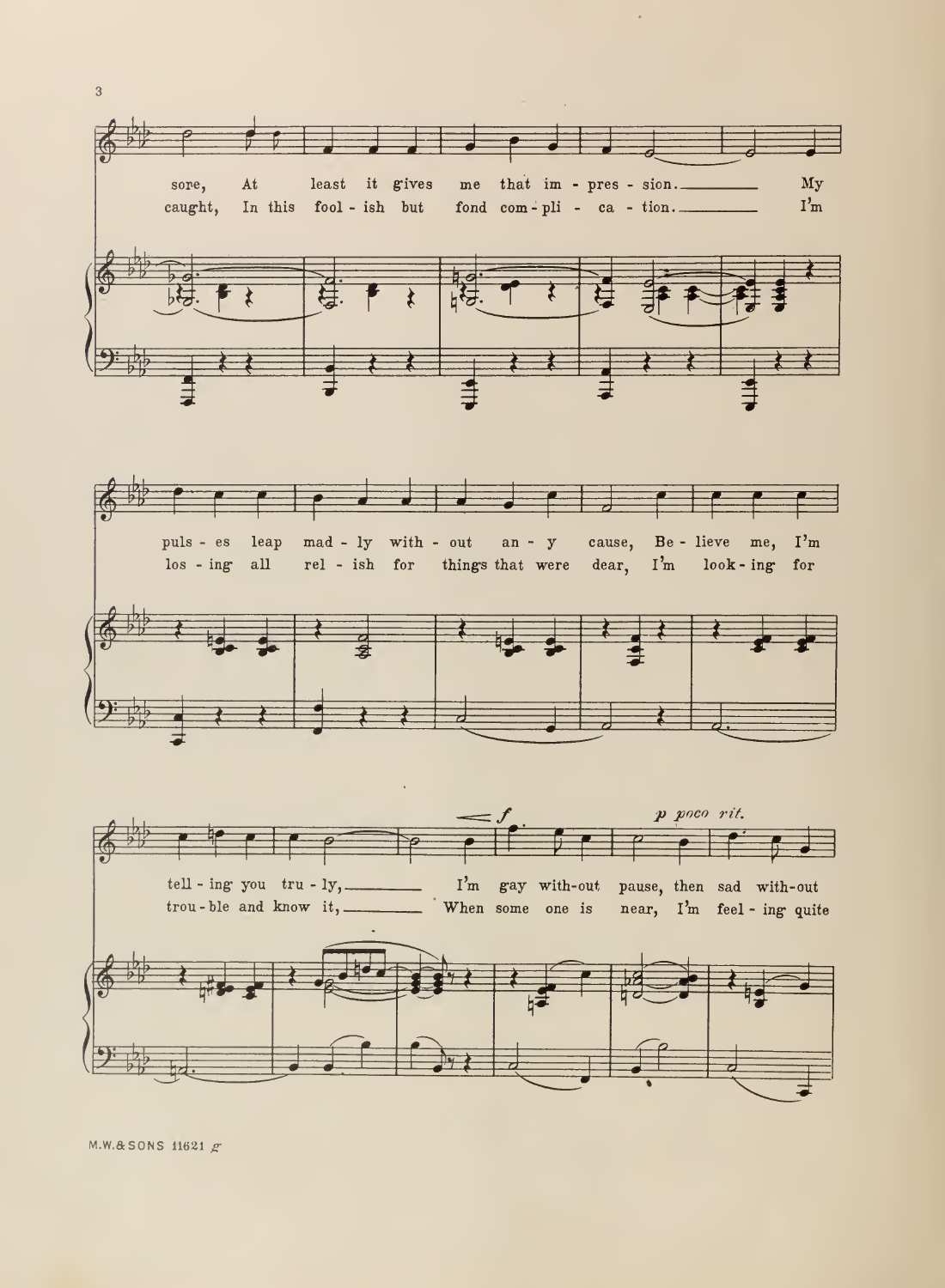sore, At least it gives me that im - pres - sion. My
caught, In this fool - ish but fond com - pli - ca - tion. I'm

puls - es leap mad - ly with - out an - y cause, Be - lieve me, I'm
los - ing all rel - ish for things that were dear, I'm look - ing for

*f* *p poco rit.*

tell - ing you tru - ly, I'm gay with - out pause, then sad with - out
trou - ble and know it, When some one is near, I'm feel - ing quite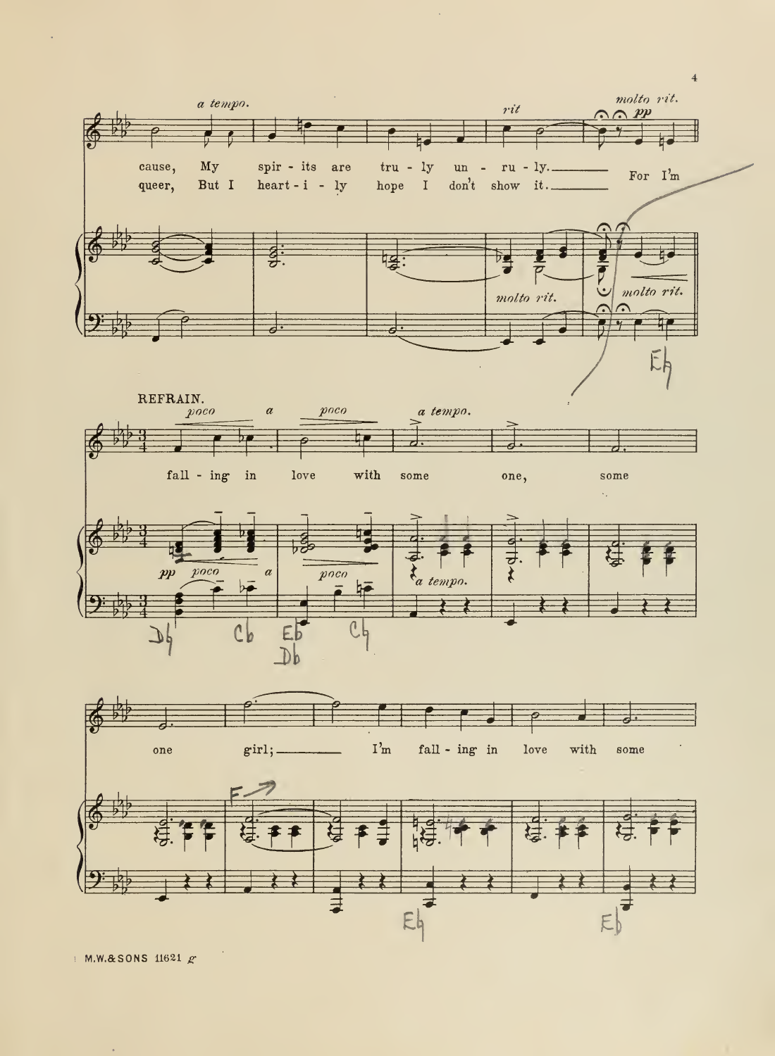*a tempo.* *rit* *molto rit.* *pp*

cause, My spir - its are tru - ly un - ru - ly.________ For I'm
queer, But I heart - i - ly hope I don't show it.________

*molto rit.* *molto rit.*

## REFRAIN.

*poco a poco* *a tempo.*

fall - ing in love with some one, some

*pp poco a poco* *a tempo.*

one girl;________ I'm fall - ing in love with some

M.W.& SONS 11621 *g*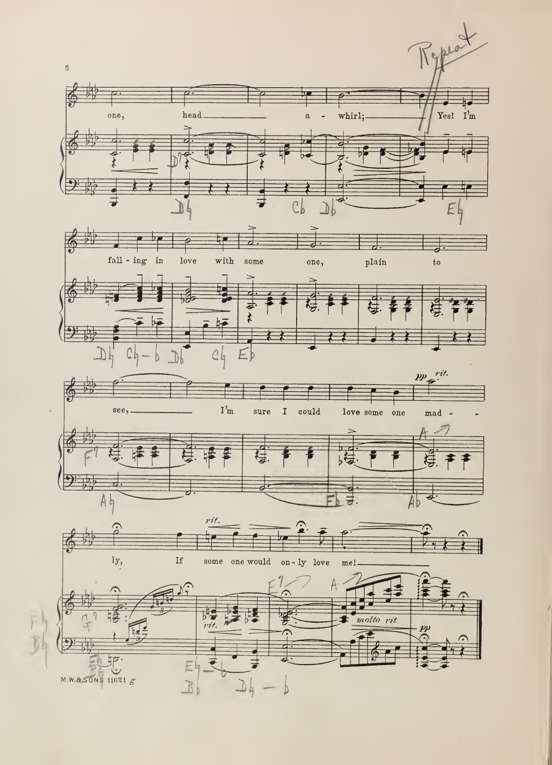Repeat

one, head a - whirl; Yes! I'm

fall - ing in love with some one, plain to

see, I'm sure I could love some one mad - ly,

*pp* *rit.*

If some one would on - ly love me!

*rit.* *molto rit* *pp*

M.W.&SONS 11621 g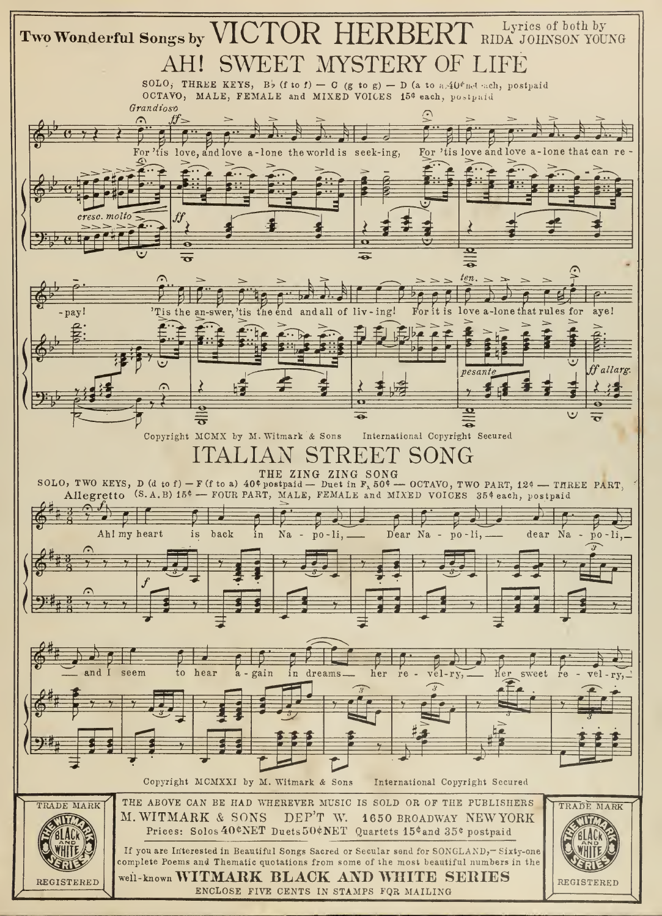Two Wonderful Songs by **VICTOR HERBERT** Lyrics of both by RIDA JOHNSON YOUNG

# AH! SWEET MYSTERY OF LIFE

SOLO, THREE KEYS, B♭ (f to f) — C (g to g) — D (a to a) 40¢ net each, postpaid
OCTAVO, MALE, FEMALE and MIXED VOICES 15¢ each, postpaid

*Grandioso*

For 'tis love, and love a-lone the world is seek-ing, For 'tis love and love a-lone that can re-pay! 'Tis the an-swer, 'tis the end and all of liv-ing! For it is love a-lone that rules for aye!

Copyright MCMX by M. Witmark & Sons International Copyright Secured

# ITALIAN STREET SONG

THE ZING ZING SONG

SOLO, TWO KEYS, D (d to f) — F (f to a) 40¢ postpaid — Duet in F, 50¢ — OCTAVO, TWO PART, 12¢ — THREE PART, (S.A.B) 15¢ — FOUR PART, MALE, FEMALE and MIXED VOICES 35¢ each, postpaid

*Allegretto*

Ah! my heart is back in Na-po-li, Dear Na-po-li, dear Na-po-li, and I seem to hear a-gain in dreams her re-vel-ry, Her sweet re-vel-ry,

Copyright MCMXXI by M. Witmark & Sons International Copyright Secured

TRADE MARK — THE WITMARK BLACK AND WHITE SERIES — REGISTERED

THE ABOVE CAN BE HAD WHEREVER MUSIC IS SOLD OR OF THE PUBLISHERS
M. WITMARK & SONS DEP'T W. 1650 BROADWAY NEW YORK
Prices: Solos 40¢NET Duets 50¢NET Quartets 15¢ and 35¢ postpaid

If you are Interested in Beautiful Songs Sacred or Secular send for SONGLAND,— Sixty-one complete Poems and Thematic quotations from some of the most beautiful numbers in the well-known **WITMARK BLACK AND WHITE SERIES**
ENCLOSE FIVE CENTS IN STAMPS FOR MAILING

TRADE MARK — THE WITMARK BLACK AND WHITE SERIES — REGISTERED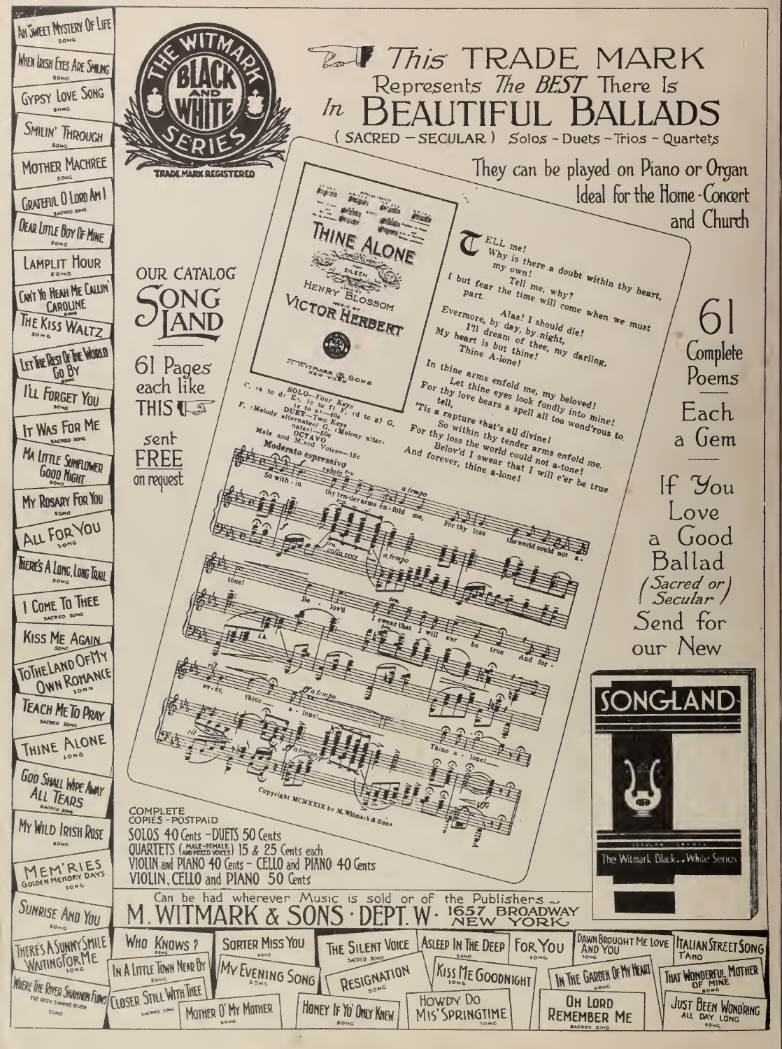# This TRADE MARK Represents *The BEST* There Is *In* BEAUTIFUL BALLADS

(SACRED — SECULAR) Solos - Duets - Trios - Quartets

THE WITMARK BLACK AND WHITE SERIES

TRADE MARK REGISTERED

They can be played on Piano or Organ
Ideal for the Home-Concert and Church

OUR CATALOG SONG LAND

61 Pages each like THIS

sent FREE on request

THINE ALONE

from EILEEN

Lyric by HENRY BLOSSOM

Music by VICTOR HERBERT

M. WITMARK & SONS NEW YORK

SOLO—Four Keys C. (a to d) E♭ (c to f) F. (d to g) G. (e to a)—40c

DUET—Two Keys F. (Melody alternates) G. (Melody alternates)—50c

OCTAVO Male and Mixed Voices—15c

Tell me!
Why is there a doubt within thy heart, my own!
Tell me, why?
I but fear the time will come when we must part.
Alas! I should die!
Evermore, by day, by night,
I'll dream of thee, my darling,
My heart is but thine!
Thine A-lone!

In thine arms enfold me, my beloved!
Let thine eyes look fondly into mine!
For thy love bears a spell all too wond'rous to tell,
'Tis a rapture that's all divine!
So within thy tender arms enfold me,
For thy loss the world could not a-tone!
Belov'd I swear that I will e'er be true
And forever, thine a-lone!

Copyright MCMXXIX by M. Witmark & Sons

61 Complete Poems

Each a Gem

If You Love a Good Ballad (Sacred or Secular) Send for our New

SONGLAND

The Witmark Black and White Series

COMPLETE COPIES - POSTPAID
SOLOS 40 Cents - DUETS 50 Cents
QUARTETS (MALE-FEMALE AND MIXED VOICES) 15 & 25 Cents each
VIOLIN and PIANO 40 Cents - CELLO and PIANO 40 Cents
VIOLIN, CELLO and PIANO 50 Cents

Can be had wherever Music is sold or of the Publishers —
M. WITMARK & SONS · DEPT. W · 1657 BROADWAY NEW YORK

- Ah! Sweet Mystery Of Life — Song
- When Irish Eyes Are Smiling — Song
- Gypsy Love Song — Song
- Smilin' Through — Song
- Mother Machree — Song
- Grateful O Lord Am I — Sacred Song
- Dear Little Boy Of Mine — Song
- Lamplit Hour — Song
- Can't Yo Heah Me Callin' Caroline — Song
- The Kiss Waltz — Song
- Let The Rest Of The World Go By — Song
- I'll Forget You — Song
- It Was For Me — Sacred Song
- Ma Little Sunflower Good Night — Song
- My Rosary For You — Song
- All For You — Song
- There's A Long, Long Trail — Song
- I Come To Thee — Sacred Song
- Kiss Me Again — Song
- To The Land Of My Own Romance — Song
- Teach Me To Pray — Sacred Song
- Thine Alone — Song
- God Shall Wipe Away All Tears — Sacred Song
- My Wild Irish Rose — Song
- Mem'ries (Golden Memory Days) — Song
- Sunrise And You — Song
- There's A Sunny Smile Waiting For Me — Song
- Where The River Shannon Flows (The Irish Swanee River) — Song
- Who Knows? — Song
- In A Little Town Near By — Song
- Closer Still With Thee — Sacred Song
- Sorter Miss You — Song
- My Evening Song — Song
- Mother O' My Mother — Song
- The Silent Voice — Sacred Song
- Resignation — Song
- Honey If Yo' Only Knew — Song
- Asleep In The Deep — Song
- Kiss Me Goodnight — Song
- Howdy Do Mis' Springtime — Song
- For You — Song
- Dawn Brought Me Love And You — Song
- In The Garden Of My Heart — Song
- Oh Lord Remember Me — Sacred Song
- Italian Street Song — Trio
- That Wonderful Mother Of Mine — Song
- Just Been Wond'ring All Day Long — Song